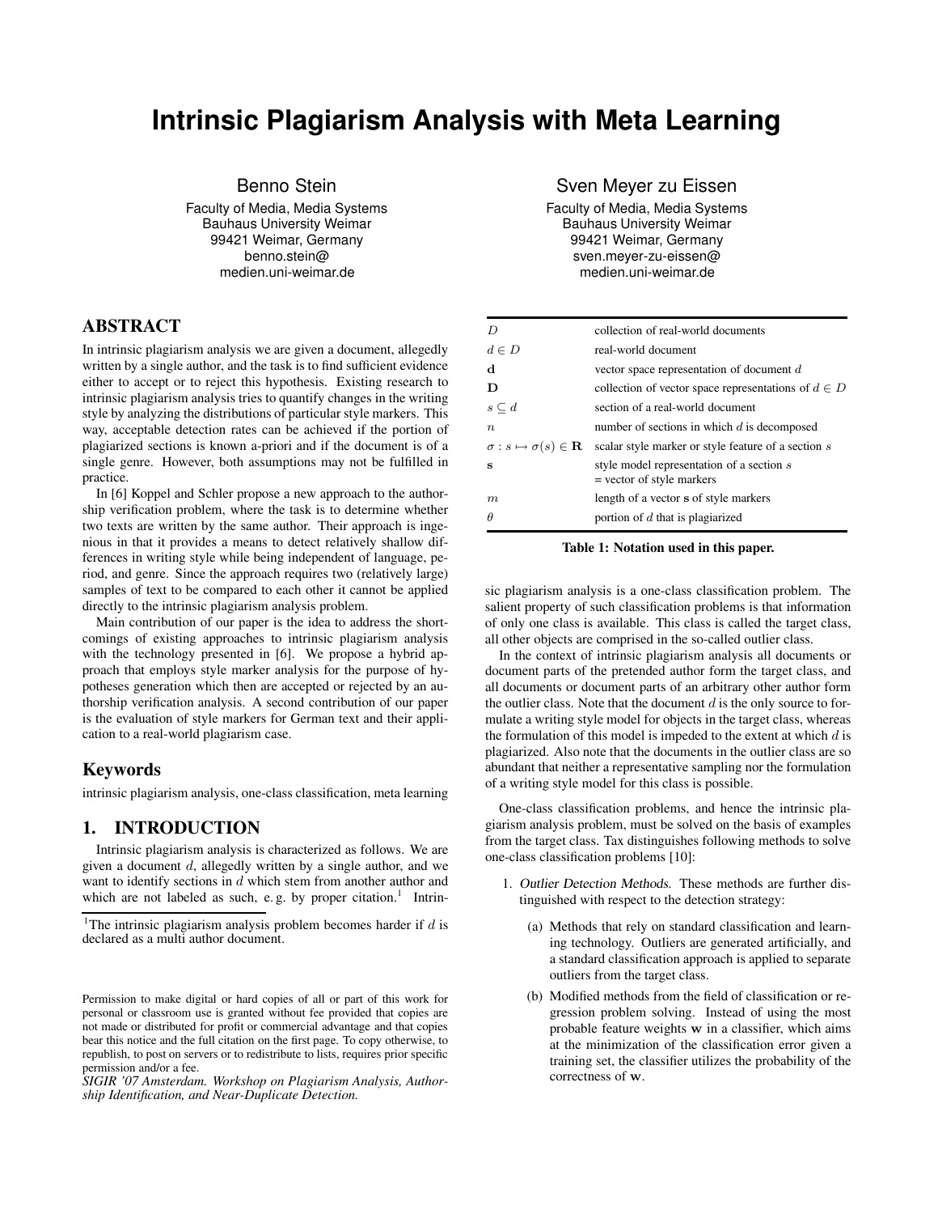# Intrinsic Plagiarism Analysis with Meta Learning

Benno Stein
Faculty of Media, Media Systems
Bauhaus University Weimar
99421 Weimar, Germany
benno.stein@medien.uni-weimar.de

Sven Meyer zu Eissen
Faculty of Media, Media Systems
Bauhaus University Weimar
99421 Weimar, Germany
sven.meyer-zu-eissen@medien.uni-weimar.de

## ABSTRACT

In intrinsic plagiarism analysis we are given a document, allegedly written by a single author, and the task is to find sufficient evidence either to accept or to reject this hypothesis. Existing research to intrinsic plagiarism analysis tries to quantify changes in the writing style by analyzing the distributions of particular style markers. This way, acceptable detection rates can be achieved if the portion of plagiarized sections is known a-priori and if the document is of a single genre. However, both assumptions may not be fulfilled in practice.

In [6] Koppel and Schler propose a new approach to the authorship verification problem, where the task is to determine whether two texts are written by the same author. Their approach is ingenious in that it provides a means to detect relatively shallow differences in writing style while being independent of language, period, and genre. Since the approach requires two (relatively large) samples of text to be compared to each other it cannot be applied directly to the intrinsic plagiarism analysis problem.

Main contribution of our paper is the idea to address the shortcomings of existing approaches to intrinsic plagiarism analysis with the technology presented in [6]. We propose a hybrid approach that employs style marker analysis for the purpose of hypotheses generation which then are accepted or rejected by an authorship verification analysis. A second contribution of our paper is the evaluation of style markers for German text and their application to a real-world plagiarism case.

## Keywords

intrinsic plagiarism analysis, one-class classification, meta learning

## 1. INTRODUCTION

Intrinsic plagiarism analysis is characterized as follows. We are given a document $d$, allegedly written by a single author, and we want to identify sections in $d$ which stem from another author and which are not labeled as such, e. g. by proper citation.[1] Intrinsic plagiarism analysis is a one-class classification problem. The salient property of such classification problems is that information of only one class is available. This class is called the target class, all other objects are comprised in the so-called outlier class.

| | |
|---|---|
| $D$ | collection of real-world documents |
| $d \in D$ | real-world document |
| $\mathbf{d}$ | vector space representation of document $d$ |
| $\mathbf{D}$ | collection of vector space representations of $d \in D$ |
| $s \subseteq d$ | section of a real-world document |
| $n$ | number of sections in which $d$ is decomposed |
| $\sigma : s \mapsto \sigma(s) \in \mathbf{R}$ | scalar style marker or style feature of a section $s$ |
| $\mathbf{s}$ | style model representation of a section $s$ = vector of style markers |
| $m$ | length of a vector $\mathbf{s}$ of style markers |
| $\theta$ | portion of $d$ that is plagiarized |

**Table 1: Notation used in this paper.**

In the context of intrinsic plagiarism analysis all documents or document parts of the pretended author form the target class, and all documents or document parts of an arbitrary other author form the outlier class. Note that the document $d$ is the only source to formulate a writing style model for objects in the target class, whereas the formulation of this model is impeded to the extent at which $d$ is plagiarized. Also note that the documents in the outlier class are so abundant that neither a representative sampling nor the formulation of a writing style model for this class is possible.

One-class classification problems, and hence the intrinsic plagiarism analysis problem, must be solved on the basis of examples from the target class. Tax distinguishes following methods to solve one-class classification problems [10]:

1. *Outlier Detection Methods.* These methods are further distinguished with respect to the detection strategy:
   (a) Methods that rely on standard classification and learning technology. Outliers are generated artificially, and a standard classification approach is applied to separate outliers from the target class.
   (b) Modified methods from the field of classification or regression problem solving. Instead of using the most probable feature weights $\mathbf{w}$ in a classifier, which aims at the minimization of the classification error given a training set, the classifier utilizes the probability of the correctness of $\mathbf{w}$.

[1] The intrinsic plagiarism analysis problem becomes harder if $d$ is declared as a multi author document.

Permission to make digital or hard copies of all or part of this work for personal or classroom use is granted without fee provided that copies are not made or distributed for profit or commercial advantage and that copies bear this notice and the full citation on the first page. To copy otherwise, to republish, to post on servers or to redistribute to lists, requires prior specific permission and/or a fee.
*SIGIR '07 Amsterdam. Workshop on Plagiarism Analysis, Authorship Identification, and Near-Duplicate Detection.*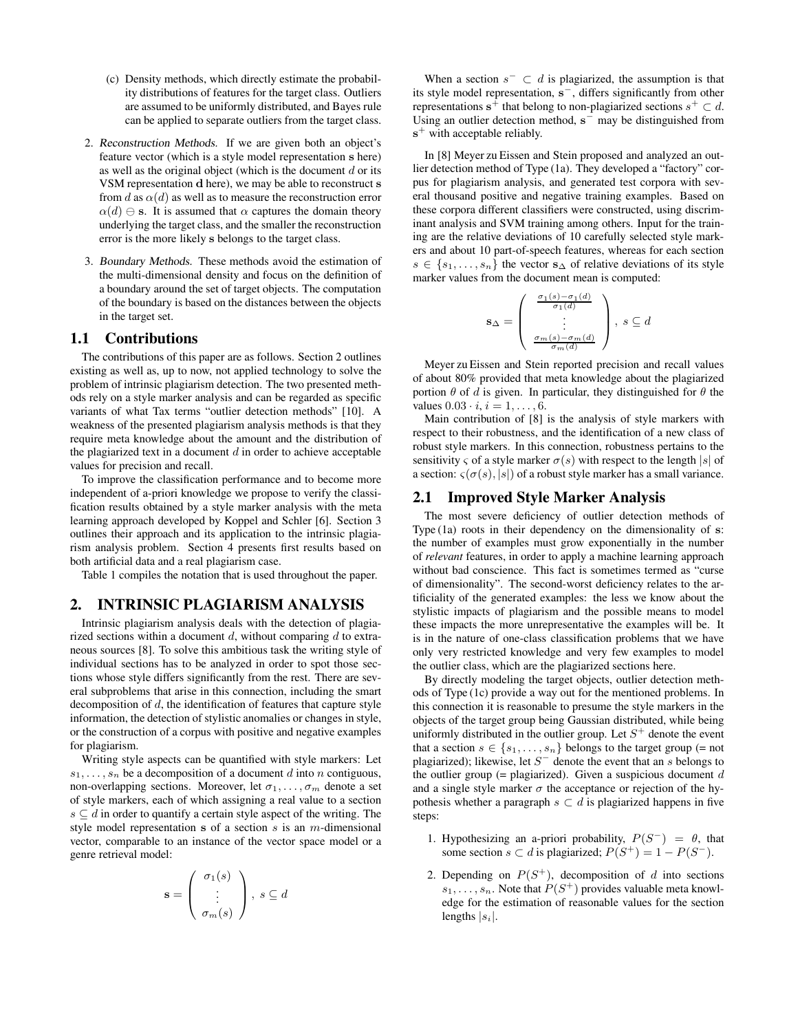(c) Density methods, which directly estimate the probability distributions of features for the target class. Outliers are assumed to be uniformly distributed, and Bayes rule can be applied to separate outliers from the target class.

2. *Reconstruction Methods.* If we are given both an object's feature vector (which is a style model representation $\mathbf{s}$ here) as well as the original object (which is the document $d$ or its VSM representation $\mathbf{d}$ here), we may be able to reconstruct $\mathbf{s}$ from $d$ as $\alpha(d)$ as well as to measure the reconstruction error $\alpha(d) \ominus \mathbf{s}$. It is assumed that $\alpha$ captures the domain theory underlying the target class, and the smaller the reconstruction error is the more likely $\mathbf{s}$ belongs to the target class.

3. *Boundary Methods.* These methods avoid the estimation of the multi-dimensional density and focus on the definition of a boundary around the set of target objects. The computation of the boundary is based on the distances between the objects in the target set.

## 1.1 Contributions

The contributions of this paper are as follows. Section 2 outlines existing as well as, up to now, not applied technology to solve the problem of intrinsic plagiarism detection. The two presented methods rely on a style marker analysis and can be regarded as specific variants of what Tax terms "outlier detection methods" [10]. A weakness of the presented plagiarism analysis methods is that they require meta knowledge about the amount and the distribution of the plagiarized text in a document $d$ in order to achieve acceptable values for precision and recall.

To improve the classification performance and to become more independent of a-priori knowledge we propose to verify the classification results obtained by a style marker analysis with the meta learning approach developed by Koppel and Schler [6]. Section 3 outlines their approach and its application to the intrinsic plagiarism analysis problem. Section 4 presents first results based on both artificial data and a real plagiarism case.

Table 1 compiles the notation that is used throughout the paper.

## 2. INTRINSIC PLAGIARISM ANALYSIS

Intrinsic plagiarism analysis deals with the detection of plagiarized sections within a document $d$, without comparing $d$ to extraneous sources [8]. To solve this ambitious task the writing style of individual sections has to be analyzed in order to spot those sections whose style differs significantly from the rest. There are several subproblems that arise in this connection, including the smart decomposition of $d$, the identification of features that capture style information, the detection of stylistic anomalies or changes in style, or the construction of a corpus with positive and negative examples for plagiarism.

Writing style aspects can be quantified with style markers: Let $s_1, \ldots, s_n$ be a decomposition of a document $d$ into $n$ contiguous, non-overlapping sections. Moreover, let $\sigma_1, \ldots, \sigma_m$ denote a set of style markers, each of which assigning a real value to a section $s \subseteq d$ in order to quantify a certain style aspect of the writing. The style model representation $\mathbf{s}$ of a section $s$ is an $m$-dimensional vector, comparable to an instance of the vector space model or a genre retrieval model:

$$\mathbf{s} = \begin{pmatrix} \sigma_1(s) \\ \vdots \\ \sigma_m(s) \end{pmatrix}, \; s \subseteq d$$

When a section $s^- \subset d$ is plagiarized, the assumption is that its style model representation, $\mathbf{s}^-$, differs significantly from other representations $\mathbf{s}^+$ that belong to non-plagiarized sections $s^+ \subset d$. Using an outlier detection method, $\mathbf{s}^-$ may be distinguished from $\mathbf{s}^+$ with acceptable reliably.

In [8] Meyer zu Eissen and Stein proposed and analyzed an outlier detection method of Type (1a). They developed a "factory" corpus for plagiarism analysis, and generated test corpora with several thousand positive and negative training examples. Based on these corpora different classifiers were constructed, using discriminant analysis and SVM training among others. Input for the training are the relative deviations of 10 carefully selected style markers and about 10 part-of-speech features, whereas for each section $s \in \{s_1, \ldots, s_n\}$ the vector $\mathbf{s}_\Delta$ of relative deviations of its style marker values from the document mean is computed:

$$\mathbf{s}_\Delta = \begin{pmatrix} \frac{\sigma_1(s) - \sigma_1(d)}{\sigma_1(d)} \\ \vdots \\ \frac{\sigma_m(s) - \sigma_m(d)}{\sigma_m(d)} \end{pmatrix}, \; s \subseteq d$$

Meyer zu Eissen and Stein reported precision and recall values of about 80% provided that meta knowledge about the plagiarized portion $\theta$ of $d$ is given. In particular, they distinguished for $\theta$ the values $0.03 \cdot i, i = 1, \ldots, 6$.

Main contribution of [8] is the analysis of style markers with respect to their robustness, and the identification of a new class of robust style markers. In this connection, robustness pertains to the sensitivity $\varsigma$ of a style marker $\sigma(s)$ with respect to the length $|s|$ of a section: $\varsigma(\sigma(s), |s|)$ of a robust style marker has a small variance.

## 2.1 Improved Style Marker Analysis

The most severe deficiency of outlier detection methods of Type (1a) roots in their dependency on the dimensionality of $\mathbf{s}$: the number of examples must grow exponentially in the number of *relevant* features, in order to apply a machine learning approach without bad conscience. This fact is sometimes termed as "curse of dimensionality". The second-worst deficiency relates to the artificiality of the generated examples: the less we know about the stylistic impacts of plagiarism and the possible means to model these impacts the more unrepresentative the examples will be. It is in the nature of one-class classification problems that we have only very restricted knowledge and very few examples to model the outlier class, which are the plagiarized sections here.

By directly modeling the target objects, outlier detection methods of Type (1c) provide a way out for the mentioned problems. In this connection it is reasonable to presume the style markers in the objects of the target group being Gaussian distributed, while being uniformly distributed in the outlier group. Let $S^+$ denote the event that a section $s \in \{s_1, \ldots, s_n\}$ belongs to the target group (= not plagiarized); likewise, let $S^-$ denote the event that an $s$ belongs to the outlier group (= plagiarized). Given a suspicious document $d$ and a single style marker $\sigma$ the acceptance or rejection of the hypothesis whether a paragraph $s \subset d$ is plagiarized happens in five steps:

1. Hypothesizing an a-priori probability, $P(S^-) = \theta$, that some section $s \subset d$ is plagiarized; $P(S^+) = 1 - P(S^-)$.

2. Depending on $P(S^+)$, decomposition of $d$ into sections $s_1, \ldots, s_n$. Note that $P(S^+)$ provides valuable meta knowledge for the estimation of reasonable values for the section lengths $|s_i|$.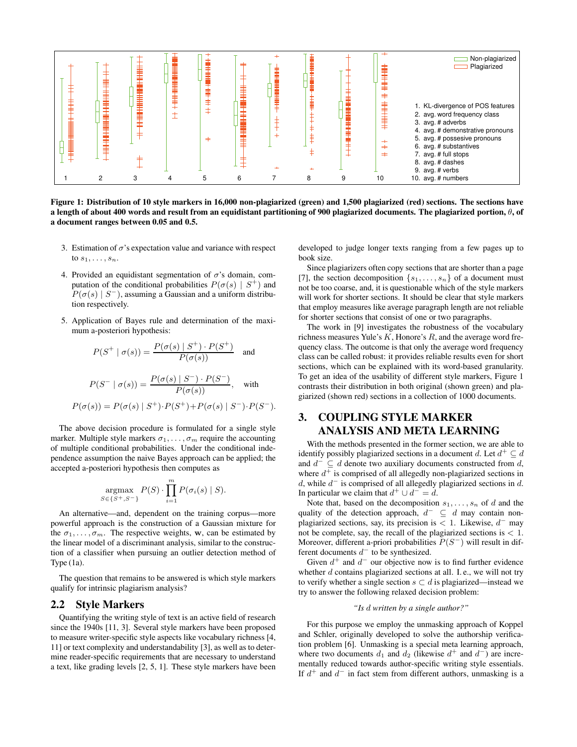Figure 1: Distribution of 10 style markers in 16,000 non-plagiarized (green) and 1,500 plagiarized (red) sections. The sections have a length of about 400 words and result from an equidistant partitioning of 900 plagiarized documents. The plagiarized portion, $\theta$, of a document ranges between 0.05 and 0.5.

3. Estimation of $\sigma$'s expectation value and variance with respect to $s_1, \ldots, s_n$.

4. Provided an equidistant segmentation of $\sigma$'s domain, computation of the conditional probabilities $P(\sigma(s) \mid S^+)$ and $P(\sigma(s) \mid S^-)$, assuming a Gaussian and a uniform distribution respectively.

5. Application of Bayes rule and determination of the maximum a-posteriori hypothesis:

$$P(S^+ \mid \sigma(s)) = \frac{P(\sigma(s) \mid S^+) \cdot P(S^+)}{P(\sigma(s))} \quad \text{and}$$

$$P(S^- \mid \sigma(s)) = \frac{P(\sigma(s) \mid S^-) \cdot P(S^-)}{P(\sigma(s))}, \quad \text{with}$$

$$P(\sigma(s)) = P(\sigma(s) \mid S^+) \cdot P(S^+) + P(\sigma(s) \mid S^-) \cdot P(S^-).$$

The above decision procedure is formulated for a single style marker. Multiple style markers $\sigma_1, \ldots, \sigma_m$ require the accounting of multiple conditional probabilities. Under the conditional independence assumption the naive Bayes approach can be applied; the accepted a-posteriori hypothesis then computes as

$$\underset{S \in \{S^+, S^-\}}{\operatorname{argmax}} \; P(S) \cdot \prod_{i=1}^{m} P(\sigma_i(s) \mid S).$$

An alternative—and, dependent on the training corpus—more powerful approach is the construction of a Gaussian mixture for the $\sigma_1, \ldots, \sigma_m$. The respective weights, $\mathbf{w}$, can be estimated by the linear model of a discriminant analysis, similar to the construction of a classifier when pursuing an outlier detection method of Type (1a).

The question that remains to be answered is which style markers qualify for intrinsic plagiarism analysis?

## 2.2 Style Markers

Quantifying the writing style of text is an active field of research since the 1940s [11, 3]. Several style markers have been proposed to measure writer-specific style aspects like vocabulary richness [4, 11] or text complexity and understandability [3], as well as to determine reader-specific requirements that are necessary to understand a text, like grading levels [2, 5, 1]. These style markers have been developed to judge longer texts ranging from a few pages up to book size.

Since plagiarizers often copy sections that are shorter than a page [7], the section decomposition $\{s_1, \ldots, s_n\}$ of a document must not be too coarse, and, it is questionable which of the style markers will work for shorter sections. It should be clear that style markers that employ measures like average paragraph length are not reliable for shorter sections that consist of one or two paragraphs.

The work in [9] investigates the robustness of the vocabulary richness measures Yule's $K$, Honore's $R$, and the average word frequency class. The outcome is that only the average word frequency class can be called robust: it provides reliable results even for short sections, which can be explained with its word-based granularity. To get an idea of the usability of different style markers, Figure 1 contrasts their distribution in both original (shown green) and plagiarized (shown red) sections in a collection of 1000 documents.

# 3. COUPLING STYLE MARKER ANALYSIS AND META LEARNING

With the methods presented in the former section, we are able to identify possibly plagiarized sections in a document $d$. Let $d^+ \subseteq d$ and $d^- \subseteq d$ denote two auxiliary documents constructed from $d$, where $d^+$ is comprised of all allegedly non-plagiarized sections in $d$, while $d^-$ is comprised of all allegedly plagiarized sections in $d$. In particular we claim that $d^+ \cup d^- = d$.

Note that, based on the decomposition $s_1, \ldots, s_n$ of $d$ and the quality of the detection approach, $d^- \subseteq d$ may contain non-plagiarized sections, say, its precision is $< 1$. Likewise, $d^-$ may not be complete, say, the recall of the plagiarized sections is $< 1$. Moreover, different a-priori probabilities $P(S^-)$ will result in different documents $d^-$ to be synthesized.

Given $d^+$ and $d^-$ our objective now is to find further evidence whether $d$ contains plagiarized sections at all. I. e., we will not try to verify whether a single section $s \subset d$ is plagiarized—instead we try to answer the following relaxed decision problem:

*"Is $d$ written by a single author?"*

For this purpose we employ the unmasking approach of Koppel and Schler, originally developed to solve the authorship verification problem [6]. Unmasking is a special meta learning approach, where two documents $d_1$ and $d_2$ (likewise $d^+$ and $d^-$) are incrementally reduced towards author-specific writing style essentials. If $d^+$ and $d^-$ in fact stem from different authors, unmasking is a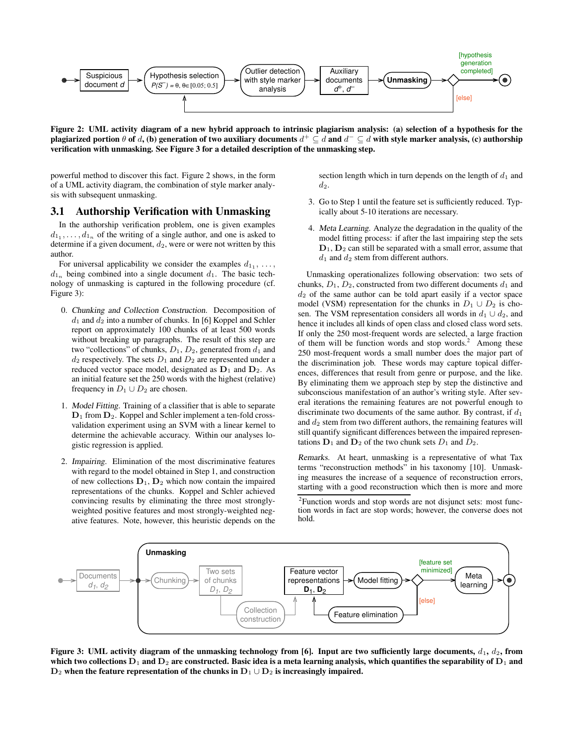Figure 2: UML activity diagram of a new hybrid approach to intrinsic plagiarism analysis: (a) selection of a hypothesis for the plagiarized portion $\theta$ of $d$, (b) generation of two auxiliary documents $d^+ \subseteq d$ and $d^- \subseteq d$ with style marker analysis, (c) authorship verification with unmasking. See Figure 3 for a detailed description of the unmasking step.

powerful method to discover this fact. Figure 2 shows, in the form of a UML activity diagram, the combination of style marker analysis with subsequent unmasking.

## 3.1 Authorship Verification with Unmasking

In the authorship verification problem, one is given examples $d_{1_1}, \ldots, d_{1_n}$ of the writing of a single author, and one is asked to determine if a given document, $d_2$, were or were not written by this author.

For universal applicability we consider the examples $d_{1_1}, \ldots, d_{1_n}$ being combined into a single document $d_1$. The basic technology of unmasking is captured in the following procedure (cf. Figure 3):

0. *Chunking and Collection Construction.* Decomposition of $d_1$ and $d_2$ into a number of chunks. In [6] Koppel and Schler report on approximately 100 chunks of at least 500 words without breaking up paragraphs. The result of this step are two "collections" of chunks, $D_1$, $D_2$, generated from $d_1$ and $d_2$ respectively. The sets $D_1$ and $D_2$ are represented under a reduced vector space model, designated as $\mathbf{D}_1$ and $\mathbf{D}_2$. As an initial feature set the 250 words with the highest (relative) frequency in $D_1 \cup D_2$ are chosen.

1. *Model Fitting.* Training of a classifier that is able to separate $\mathbf{D}_1$ from $\mathbf{D}_2$. Koppel and Schler implement a ten-fold cross-validation experiment using an SVM with a linear kernel to determine the achievable accuracy. Within our analyses logistic regression is applied.

2. *Impairing.* Elimination of the most discriminative features with regard to the model obtained in Step 1, and construction of new collections $\mathbf{D}_1$, $\mathbf{D}_2$ which now contain the impaired representations of the chunks. Koppel and Schler achieved convincing results by eliminating the three most strongly-weighted positive features and most strongly-weighted negative features. Note, however, this heuristic depends on the section length which in turn depends on the length of $d_1$ and $d_2$.

3. Go to Step 1 until the feature set is sufficiently reduced. Typically about 5-10 iterations are necessary.

4. *Meta Learning.* Analyze the degradation in the quality of the model fitting process: if after the last impairing step the sets $\mathbf{D}_1$, $\mathbf{D}_2$ can still be separated with a small error, assume that $d_1$ and $d_2$ stem from different authors.

Unmasking operationalizes following observation: two sets of chunks, $D_1$, $D_2$, constructed from two different documents $d_1$ and $d_2$ of the same author can be told apart easily if a vector space model (VSM) representation for the chunks in $D_1 \cup D_2$ is chosen. The VSM representation considers all words in $d_1 \cup d_2$, and hence it includes all kinds of open class and closed class word sets. If only the 250 most-frequent words are selected, a large fraction of them will be function words and stop words.[2] Among these 250 most-frequent words a small number does the major part of the discrimination job. These words may capture topical differences, differences that result from genre or purpose, and the like. By eliminating them we approach step by step the distinctive and subconscious manifestation of an author's writing style. After several iterations the remaining features are not powerful enough to discriminate two documents of the same author. By contrast, if $d_1$ and $d_2$ stem from two different authors, the remaining features will still quantify significant differences between the impaired representations $\mathbf{D}_1$ and $\mathbf{D}_2$ of the two chunk sets $D_1$ and $D_2$.

*Remarks.* At heart, unmasking is a representative of what Tax terms "reconstruction methods" in his taxonomy [10]. Unmasking measures the increase of a sequence of reconstruction errors, starting with a good reconstruction which then is more and more

[2] Function words and stop words are not disjunct sets: most function words in fact are stop words; however, the converse does not hold.

Figure 3: UML activity diagram of the unmasking technology from [6]. Input are two sufficiently large documents, $d_1$, $d_2$, from which two collections $\mathbf{D}_1$ and $\mathbf{D}_2$ are constructed. Basic idea is a meta learning analysis, which quantifies the separability of $\mathbf{D}_1$ and $\mathbf{D}_2$ when the feature representation of the chunks in $\mathbf{D}_1 \cup \mathbf{D}_2$ is increasingly impaired.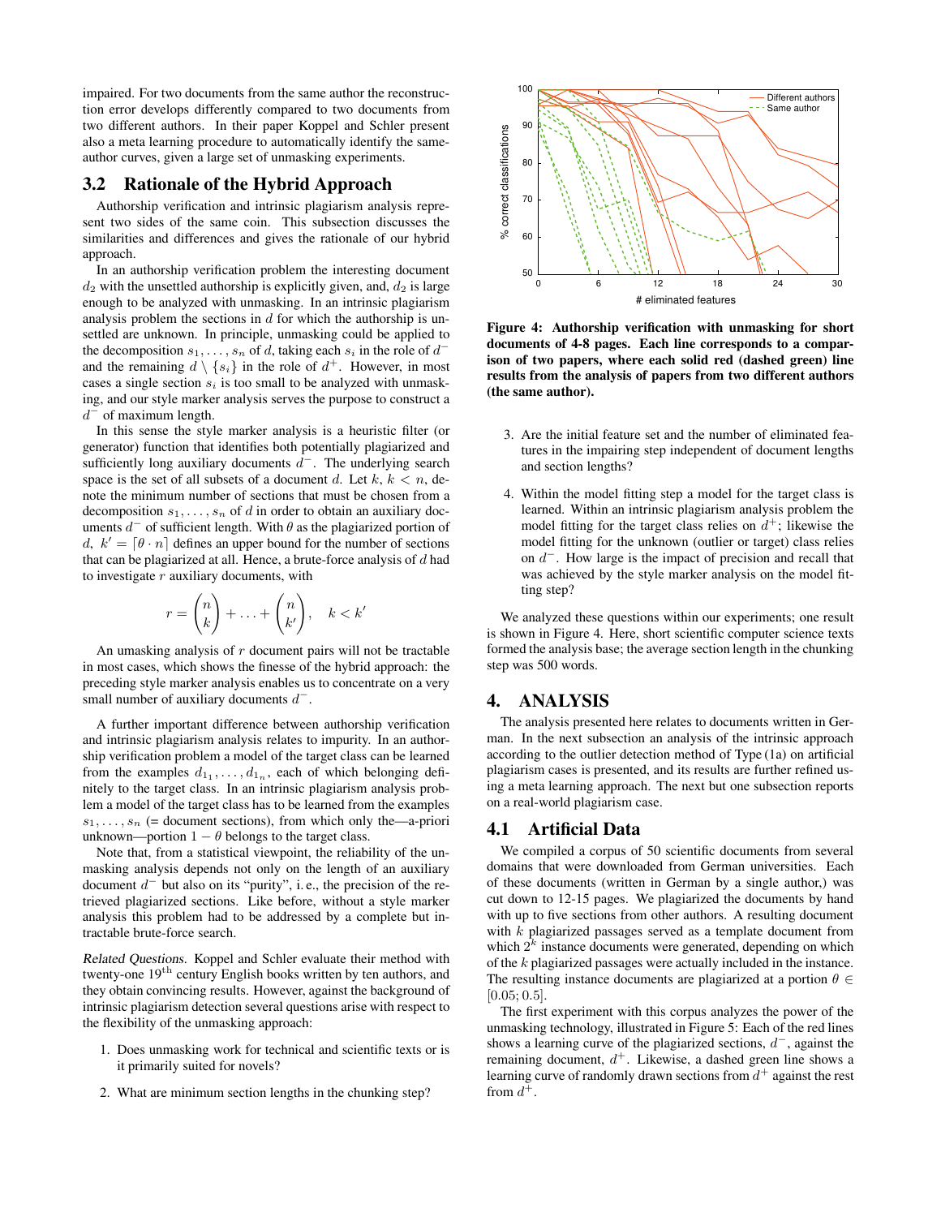impaired. For two documents from the same author the reconstruction error develops differently compared to two documents from two different authors. In their paper Koppel and Schler present also a meta learning procedure to automatically identify the same-author curves, given a large set of unmasking experiments.

## 3.2 Rationale of the Hybrid Approach

Authorship verification and intrinsic plagiarism analysis represent two sides of the same coin. This subsection discusses the similarities and differences and gives the rationale of our hybrid approach.

In an authorship verification problem the interesting document $d_2$ with the unsettled authorship is explicitly given, and, $d_2$ is large enough to be analyzed with unmasking. In an intrinsic plagiarism analysis problem the sections in $d$ for which the authorship is unsettled are unknown. In principle, unmasking could be applied to the decomposition $s_1, \ldots, s_n$ of $d$, taking each $s_i$ in the role of $d^-$ and the remaining $d \setminus \{s_i\}$ in the role of $d^+$. However, in most cases a single section $s_i$ is too small to be analyzed with unmasking, and our style marker analysis serves the purpose to construct a $d^-$ of maximum length.

In this sense the style marker analysis is a heuristic filter (or generator) function that identifies both potentially plagiarized and sufficiently long auxiliary documents $d^-$. The underlying search space is the set of all subsets of a document $d$. Let $k$, $k < n$, denote the minimum number of sections that must be chosen from a decomposition $s_1, \ldots, s_n$ of $d$ in order to obtain an auxiliary documents $d^-$ of sufficient length. With $\theta$ as the plagiarized portion of $d$, $k' = \lceil \theta \cdot n \rceil$ defines an upper bound for the number of sections that can be plagiarized at all. Hence, a brute-force analysis of $d$ had to investigate $r$ auxiliary documents, with

$$r = \binom{n}{k} + \ldots + \binom{n}{k'}, \quad k < k'$$

An umasking analysis of $r$ document pairs will not be tractable in most cases, which shows the finesse of the hybrid approach: the preceding style marker analysis enables us to concentrate on a very small number of auxiliary documents $d^-$.

A further important difference between authorship verification and intrinsic plagiarism analysis relates to impurity. In an authorship verification problem a model of the target class can be learned from the examples $d_{1_1}, \ldots, d_{1_n}$, each of which belonging definitely to the target class. In an intrinsic plagiarism analysis problem a model of the target class has to be learned from the examples $s_1, \ldots, s_n$ (= document sections), from which only the—a-priori unknown—portion $1 - \theta$ belongs to the target class.

Note that, from a statistical viewpoint, the reliability of the unmasking analysis depends not only on the length of an auxiliary document $d^-$ but also on its "purity", i. e., the precision of the retrieved plagiarized sections. Like before, without a style marker analysis this problem had to be addressed by a complete but intractable brute-force search.

*Related Questions.* Koppel and Schler evaluate their method with twenty-one 19[th] century English books written by ten authors, and they obtain convincing results. However, against the background of intrinsic plagiarism detection several questions arise with respect to the flexibility of the unmasking approach:

1. Does unmasking work for technical and scientific texts or is it primarily suited for novels?
2. What are minimum section lengths in the chunking step?
3. Are the initial feature set and the number of eliminated features in the impairing step independent of document lengths and section lengths?
4. Within the model fitting step a model for the target class is learned. Within an intrinsic plagiarism analysis problem the model fitting for the target class relies on $d^+$; likewise the model fitting for the unknown (outlier or target) class relies on $d^-$. How large is the impact of precision and recall that was achieved by the style marker analysis on the model fitting step?

**Figure 4: Authorship verification with unmasking for short documents of 4-8 pages. Each line corresponds to a comparison of two papers, where each solid red (dashed green) line results from the analysis of papers from two different authors (the same author).**

We analyzed these questions within our experiments; one result is shown in Figure 4. Here, short scientific computer science texts formed the analysis base; the average section length in the chunking step was 500 words.

# 4. ANALYSIS

The analysis presented here relates to documents written in German. In the next subsection an analysis of the intrinsic approach according to the outlier detection method of Type (1a) on artificial plagiarism cases is presented, and its results are further refined using a meta learning approach. The next but one subsection reports on a real-world plagiarism case.

## 4.1 Artificial Data

We compiled a corpus of 50 scientific documents from several domains that were downloaded from German universities. Each of these documents (written in German by a single author,) was cut down to 12-15 pages. We plagiarized the documents by hand with up to five sections from other authors. A resulting document with $k$ plagiarized passages served as a template document from which $2^k$ instance documents were generated, depending on which of the $k$ plagiarized passages were actually included in the instance. The resulting instance documents are plagiarized at a portion $\theta \in [0.05; 0.5]$.

The first experiment with this corpus analyzes the power of the unmasking technology, illustrated in Figure 5: Each of the red lines shows a learning curve of the plagiarized sections, $d^-$, against the remaining document, $d^+$. Likewise, a dashed green line shows a learning curve of randomly drawn sections from $d^+$ against the rest from $d^+$.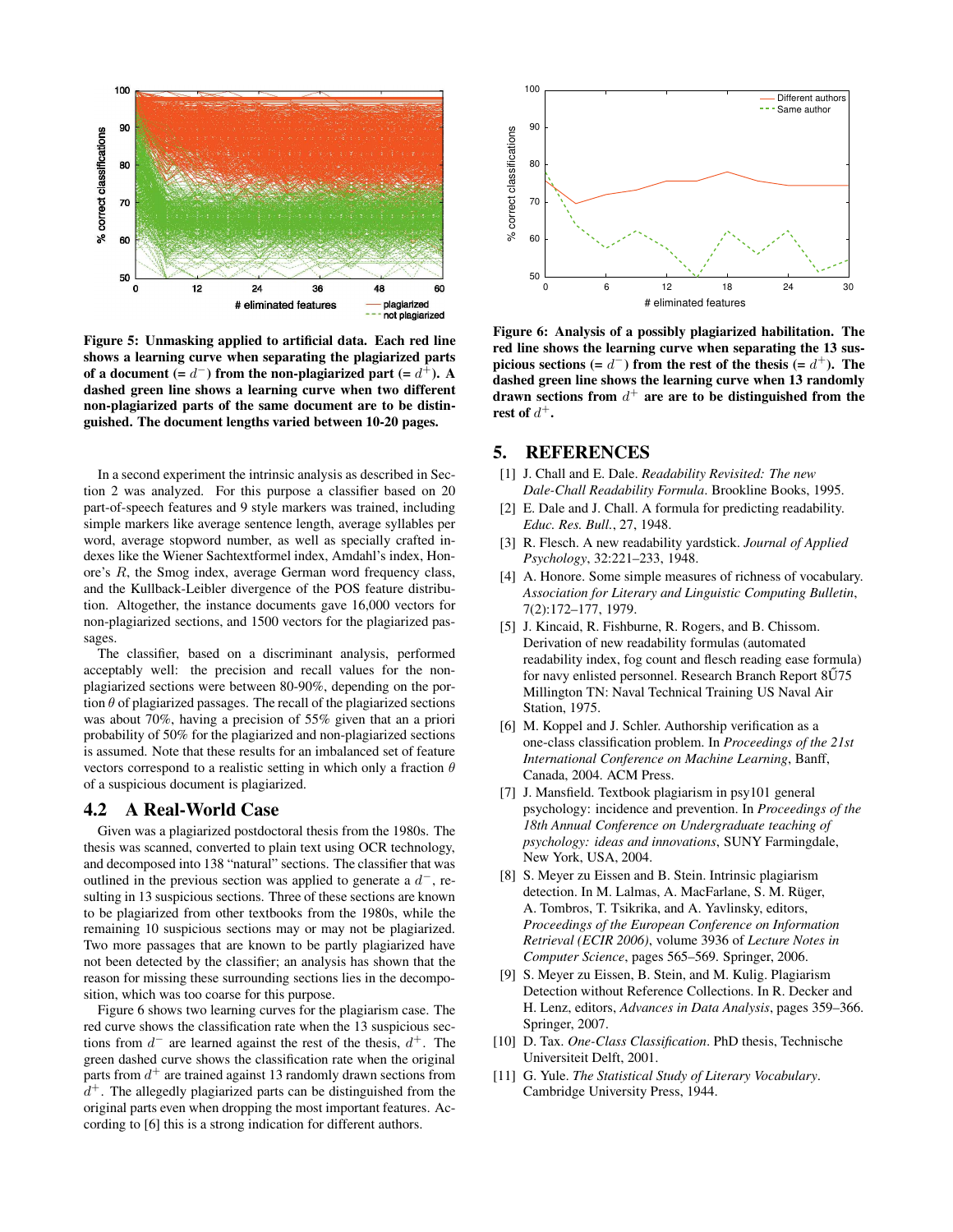100
90
80
70
60
50
% correct classifications
0
12
24
36
48
60
# eliminated features
plagiarized
not plagiarized

**Figure 5: Unmasking applied to artificial data. Each red line shows a learning curve when separating the plagiarized parts of a document (= $d^-$) from the non-plagiarized part (= $d^+$). A dashed green line shows a learning curve when two different non-plagiarized parts of the same document are to be distinguished. The document lengths varied between 10-20 pages.**

In a second experiment the intrinsic analysis as described in Section 2 was analyzed. For this purpose a classifier based on 20 part-of-speech features and 9 style markers was trained, including simple markers like average sentence length, average syllables per word, average stopword number, as well as specially crafted indexes like the Wiener Sachtextformel index, Amdahl's index, Honore's $R$, the Smog index, average German word frequency class, and the Kullback-Leibler divergence of the POS feature distribution. Altogether, the instance documents gave 16,000 vectors for non-plagiarized sections, and 1500 vectors for the plagiarized passages.

The classifier, based on a discriminant analysis, performed acceptably well: the precision and recall values for the non-plagiarized sections were between 80-90%, depending on the portion $\theta$ of plagiarized passages. The recall of the plagiarized sections was about 70%, having a precision of 55% given that an a priori probability of 50% for the plagiarized and non-plagiarized sections is assumed. Note that these results for an imbalanced set of feature vectors correspond to a realistic setting in which only a fraction $\theta$ of a suspicious document is plagiarized.

## 4.2 A Real-World Case

Given was a plagiarized postdoctoral thesis from the 1980s. The thesis was scanned, converted to plain text using OCR technology, and decomposed into 138 "natural" sections. The classifier that was outlined in the previous section was applied to generate a $d^-$, resulting in 13 suspicious sections. Three of these sections are known to be plagiarized from other textbooks from the 1980s, while the remaining 10 suspicious sections may or may not be plagiarized. Two more passages that are known to be partly plagiarized have not been detected by the classifier; an analysis has shown that the reason for missing these surrounding sections lies in the decomposition, which was too coarse for this purpose.

Figure 6 shows two learning curves for the plagiarism case. The red curve shows the classification rate when the 13 suspicious sections from $d^-$ are learned against the rest of the thesis, $d^+$. The green dashed curve shows the classification rate when the original parts from $d^+$ are trained against 13 randomly drawn sections from $d^+$. The allegedly plagiarized parts can be distinguished from the original parts even when dropping the most important features. According to [6] this is a strong indication for different authors.

100
90
80
70
60
50
% correct classifications
0
6
12
18
24
30
# eliminated features
Different authors
Same author

**Figure 6: Analysis of a possibly plagiarized habilitation. The red line shows the learning curve when separating the 13 suspicious sections (= $d^-$) from the rest of the thesis (= $d^+$). The dashed green line shows the learning curve when 13 randomly drawn sections from $d^+$ are are to be distinguished from the rest of $d^+$.**

# 5. REFERENCES

[1] J. Chall and E. Dale. *Readability Revisited: The new Dale-Chall Readability Formula*. Brookline Books, 1995.

[2] E. Dale and J. Chall. A formula for predicting readability. *Educ. Res. Bull.*, 27, 1948.

[3] R. Flesch. A new readability yardstick. *Journal of Applied Psychology*, 32:221–233, 1948.

[4] A. Honore. Some simple measures of richness of vocabulary. *Association for Literary and Linguistic Computing Bulletin*, 7(2):172–177, 1979.

[5] J. Kincaid, R. Fishburne, R. Rogers, and B. Chissom. Derivation of new readability formulas (automated readability index, fog count and flesch reading ease formula) for navy enlisted personnel. Research Branch Report 8Ů75 Millington TN: Naval Technical Training US Naval Air Station, 1975.

[6] M. Koppel and J. Schler. Authorship verification as a one-class classification problem. In *Proceedings of the 21st International Conference on Machine Learning*, Banff, Canada, 2004. ACM Press.

[7] J. Mansfield. Textbook plagiarism in psy101 general psychology: incidence and prevention. In *Proceedings of the 18th Annual Conference on Undergraduate teaching of psychology: ideas and innovations*, SUNY Farmingdale, New York, USA, 2004.

[8] S. Meyer zu Eissen and B. Stein. Intrinsic plagiarism detection. In M. Lalmas, A. MacFarlane, S. M. Rüger, A. Tombros, T. Tsikrika, and A. Yavlinsky, editors, *Proceedings of the European Conference on Information Retrieval (ECIR 2006)*, volume 3936 of *Lecture Notes in Computer Science*, pages 565–569. Springer, 2006.

[9] S. Meyer zu Eissen, B. Stein, and M. Kulig. Plagiarism Detection without Reference Collections. In R. Decker and H. Lenz, editors, *Advances in Data Analysis*, pages 359–366. Springer, 2007.

[10] D. Tax. *One-Class Classification*. PhD thesis, Technische Universiteit Delft, 2001.

[11] G. Yule. *The Statistical Study of Literary Vocabulary*. Cambridge University Press, 1944.